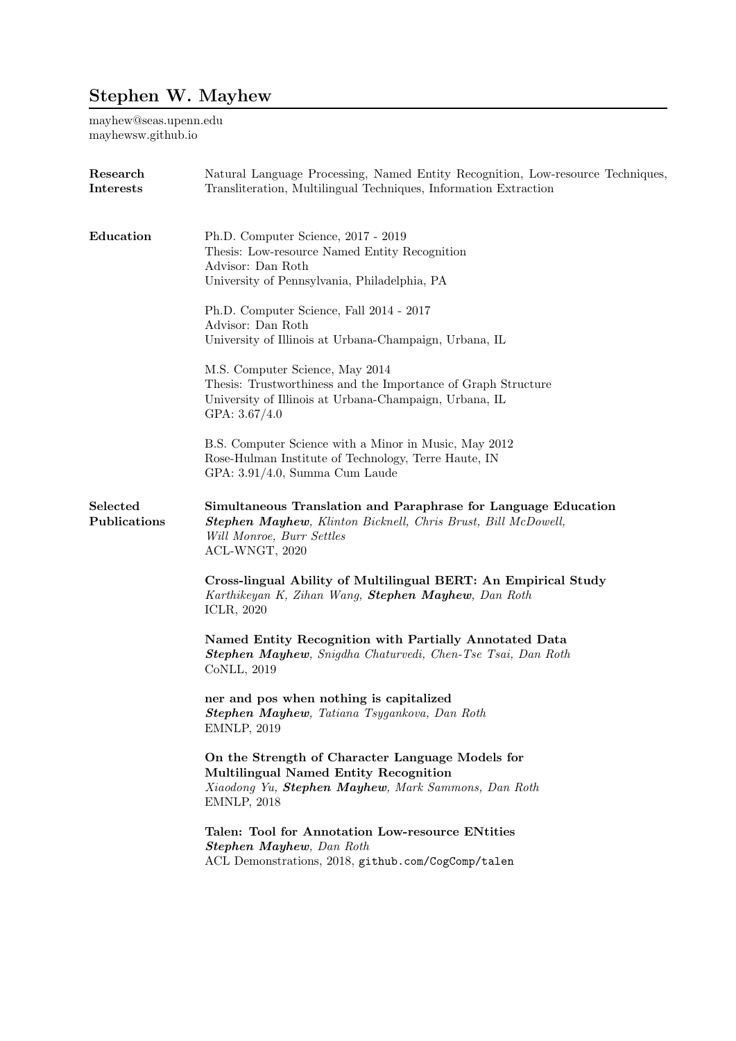# Stephen W. Mayhew

mayhew@seas.upenn.edu
mayhewsw.github.io

## Research Interests

Natural Language Processing, Named Entity Recognition, Low-resource Techniques, Transliteration, Multilingual Techniques, Information Extraction

## Education

Ph.D. Computer Science, 2017 - 2019
Thesis: Low-resource Named Entity Recognition
Advisor: Dan Roth
University of Pennsylvania, Philadelphia, PA

Ph.D. Computer Science, Fall 2014 - 2017
Advisor: Dan Roth
University of Illinois at Urbana-Champaign, Urbana, IL

M.S. Computer Science, May 2014
Thesis: Trustworthiness and the Importance of Graph Structure
University of Illinois at Urbana-Champaign, Urbana, IL
GPA: 3.67/4.0

B.S. Computer Science with a Minor in Music, May 2012
Rose-Hulman Institute of Technology, Terre Haute, IN
GPA: 3.91/4.0, Summa Cum Laude

## Selected Publications

**Simultaneous Translation and Paraphrase for Language Education**
***Stephen Mayhew***, *Klinton Bicknell, Chris Brust, Bill McDowell, Will Monroe, Burr Settles*
ACL-WNGT, 2020

**Cross-lingual Ability of Multilingual BERT: An Empirical Study**
*Karthikeyan K, Zihan Wang,* ***Stephen Mayhew****, Dan Roth*
ICLR, 2020

**Named Entity Recognition with Partially Annotated Data**
***Stephen Mayhew***, *Snigdha Chaturvedi, Chen-Tse Tsai, Dan Roth*
CoNLL, 2019

**ner and pos when nothing is capitalized**
***Stephen Mayhew***, *Tatiana Tsygankova, Dan Roth*
EMNLP, 2019

**On the Strength of Character Language Models for Multilingual Named Entity Recognition**
*Xiaodong Yu,* ***Stephen Mayhew****, Mark Sammons, Dan Roth*
EMNLP, 2018

**Talen: Tool for Annotation Low-resource ENtities**
***Stephen Mayhew***, *Dan Roth*
ACL Demonstrations, 2018, `github.com/CogComp/talen`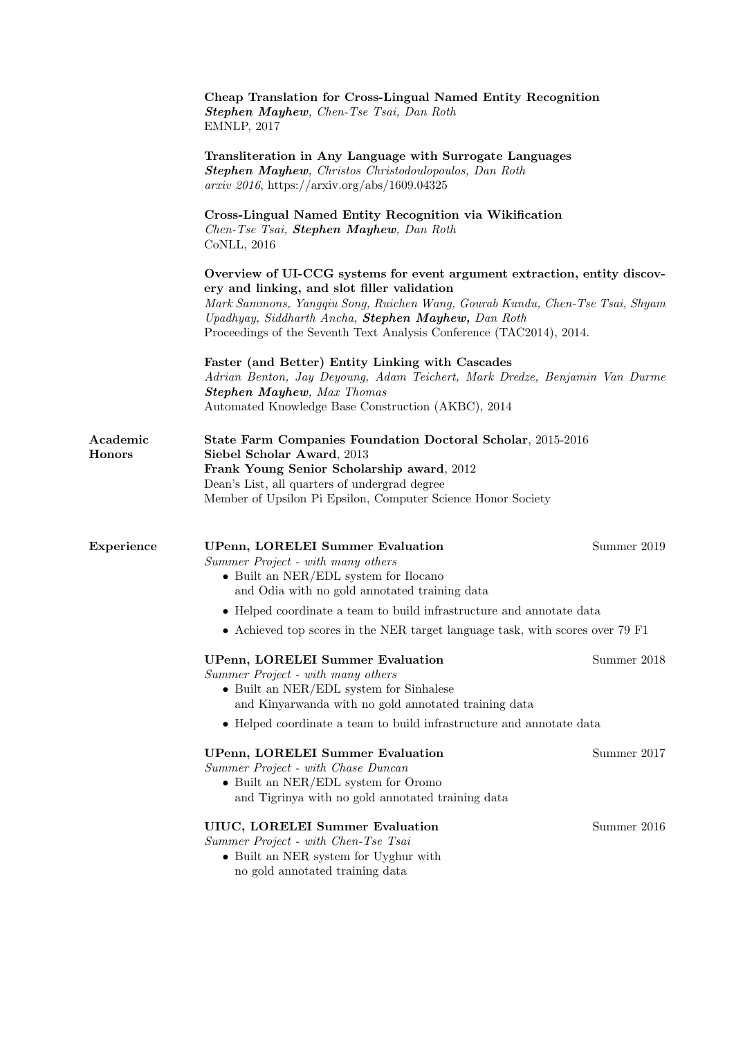**Cheap Translation for Cross-Lingual Named Entity Recognition**
***Stephen Mayhew***, *Chen-Tse Tsai, Dan Roth*
EMNLP, 2017

**Transliteration in Any Language with Surrogate Languages**
***Stephen Mayhew***, *Christos Christodoulopoulos, Dan Roth*
*arxiv 2016*, https://arxiv.org/abs/1609.04325

**Cross-Lingual Named Entity Recognition via Wikification**
*Chen-Tse Tsai,* ***Stephen Mayhew****, Dan Roth*
CoNLL, 2016

**Overview of UI-CCG systems for event argument extraction, entity discovery and linking, and slot filler validation**
*Mark Sammons, Yangqiu Song, Ruichen Wang, Gourab Kundu, Chen-Tse Tsai, Shyam Upadhyay, Siddharth Ancha,* ***Stephen Mayhew,*** *Dan Roth*
Proceedings of the Seventh Text Analysis Conference (TAC2014), 2014.

**Faster (and Better) Entity Linking with Cascades**
*Adrian Benton, Jay Deyoung, Adam Teichert, Mark Dredze, Benjamin Van Durme* ***Stephen Mayhew****, Max Thomas*
Automated Knowledge Base Construction (AKBC), 2014

## Academic Honors

**State Farm Companies Foundation Doctoral Scholar**, 2015-2016
**Siebel Scholar Award**, 2013
**Frank Young Senior Scholarship award**, 2012
Dean's List, all quarters of undergrad degree
Member of Upsilon Pi Epsilon, Computer Science Honor Society

## Experience

**UPenn, LORELEI Summer Evaluation** — Summer 2019
*Summer Project - with many others*

- Built an NER/EDL system for Ilocano and Odia with no gold annotated training data
- Helped coordinate a team to build infrastructure and annotate data
- Achieved top scores in the NER target language task, with scores over 79 F1

**UPenn, LORELEI Summer Evaluation** — Summer 2018
*Summer Project - with many others*

- Built an NER/EDL system for Sinhalese and Kinyarwanda with no gold annotated training data
- Helped coordinate a team to build infrastructure and annotate data

**UPenn, LORELEI Summer Evaluation** — Summer 2017
*Summer Project - with Chase Duncan*

- Built an NER/EDL system for Oromo and Tigrinya with no gold annotated training data

**UIUC, LORELEI Summer Evaluation** — Summer 2016
*Summer Project - with Chen-Tse Tsai*

- Built an NER system for Uyghur with no gold annotated training data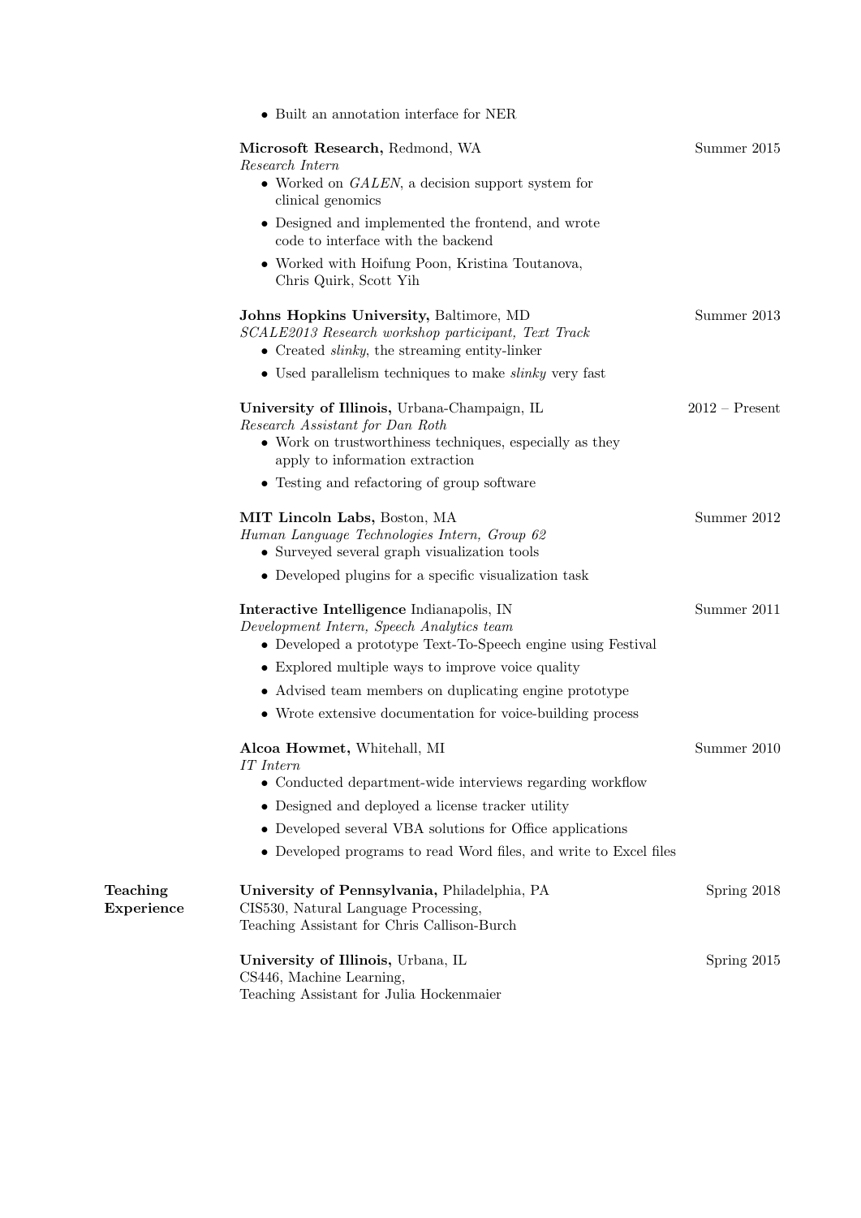- Built an annotation interface for NER

**Microsoft Research,** Redmond, WA — Summer 2015
*Research Intern*
- Worked on *GALEN*, a decision support system for clinical genomics
- Designed and implemented the frontend, and wrote code to interface with the backend
- Worked with Hoifung Poon, Kristina Toutanova, Chris Quirk, Scott Yih

**Johns Hopkins University,** Baltimore, MD — Summer 2013
*SCALE2013 Research workshop participant, Text Track*
- Created *slinky*, the streaming entity-linker
- Used parallelism techniques to make *slinky* very fast

**University of Illinois,** Urbana-Champaign, IL — 2012 – Present
*Research Assistant for Dan Roth*
- Work on trustworthiness techniques, especially as they apply to information extraction
- Testing and refactoring of group software

**MIT Lincoln Labs,** Boston, MA — Summer 2012
*Human Language Technologies Intern, Group 62*
- Surveyed several graph visualization tools
- Developed plugins for a specific visualization task

**Interactive Intelligence** Indianapolis, IN — Summer 2011
*Development Intern, Speech Analytics team*
- Developed a prototype Text-To-Speech engine using Festival
- Explored multiple ways to improve voice quality
- Advised team members on duplicating engine prototype
- Wrote extensive documentation for voice-building process

**Alcoa Howmet,** Whitehall, MI — Summer 2010
*IT Intern*
- Conducted department-wide interviews regarding workflow
- Designed and deployed a license tracker utility
- Developed several VBA solutions for Office applications
- Developed programs to read Word files, and write to Excel files

## Teaching Experience

**University of Pennsylvania,** Philadelphia, PA — Spring 2018
CIS530, Natural Language Processing,
Teaching Assistant for Chris Callison-Burch

**University of Illinois,** Urbana, IL — Spring 2015
CS446, Machine Learning,
Teaching Assistant for Julia Hockenmaier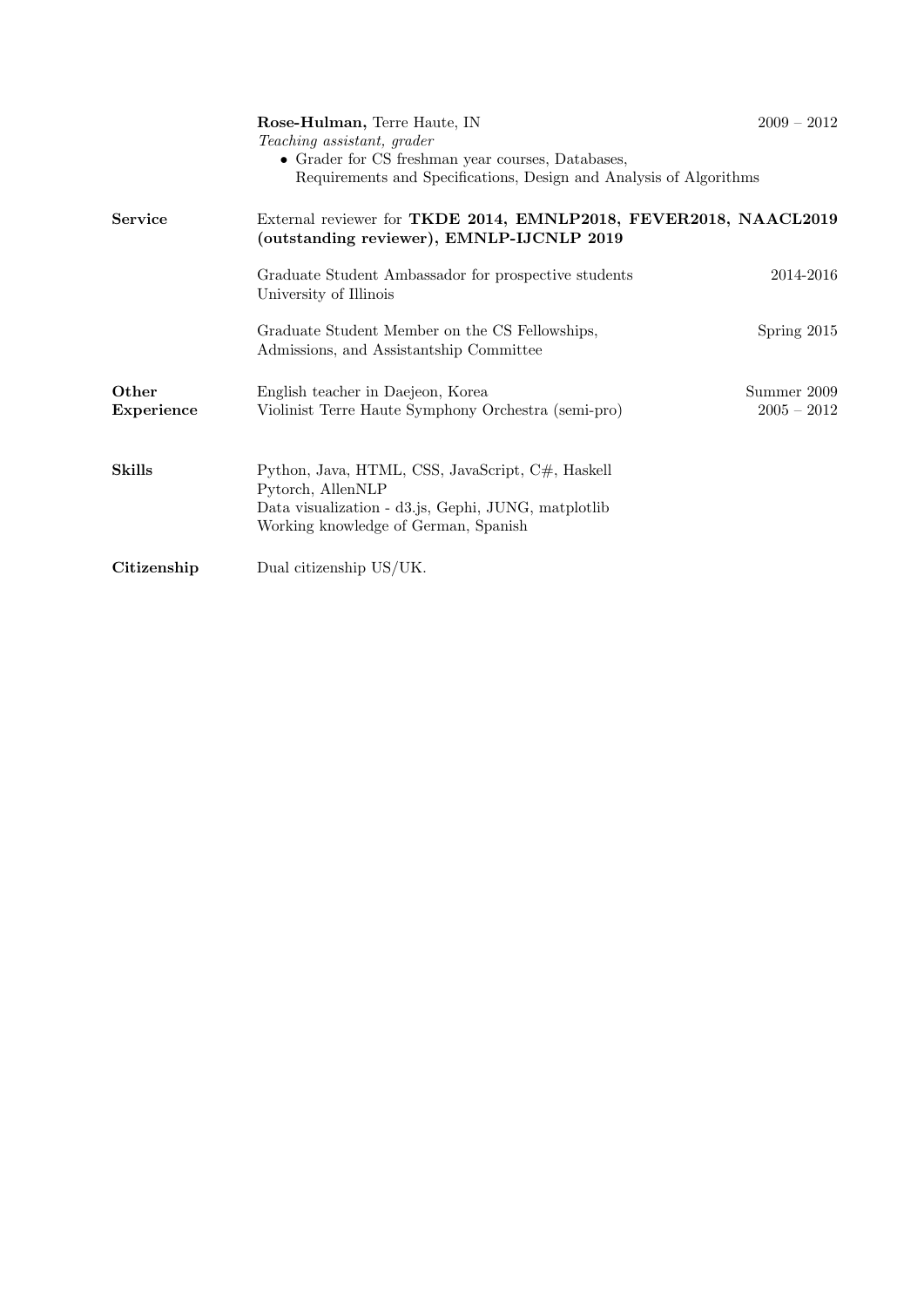**Rose-Hulman,** Terre Haute, IN 2009 – 2012
*Teaching assistant, grader*

- Grader for CS freshman year courses, Databases, Requirements and Specifications, Design and Analysis of Algorithms

## Service

External reviewer for **TKDE 2014, EMNLP2018, FEVER2018, NAACL2019 (outstanding reviewer), EMNLP-IJCNLP 2019**

Graduate Student Ambassador for prospective students 2014-2016
University of Illinois

Graduate Student Member on the CS Fellowships, Admissions, and Assistantship Committee Spring 2015

## Other Experience

English teacher in Daejeon, Korea Summer 2009
Violinist Terre Haute Symphony Orchestra (semi-pro) 2005 – 2012

## Skills

Python, Java, HTML, CSS, JavaScript, C#, Haskell
Pytorch, AllenNLP
Data visualization - d3.js, Gephi, JUNG, matplotlib
Working knowledge of German, Spanish

## Citizenship

Dual citizenship US/UK.